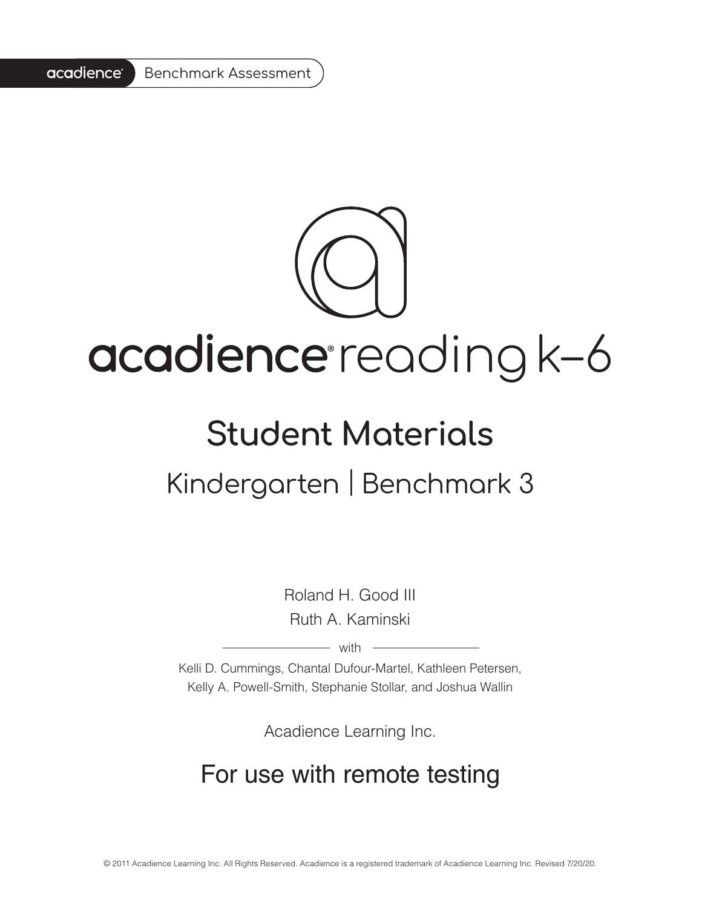acadience Benchmark Assessment

# acadience® reading k–6

## Student Materials

### Kindergarten | Benchmark 3

Roland H. Good III
Ruth A. Kaminski

with

Kelli D. Cummings, Chantal Dufour-Martel, Kathleen Petersen, Kelly A. Powell-Smith, Stephanie Stollar, and Joshua Wallin

Acadience Learning Inc.

## For use with remote testing

© 2011 Acadience Learning Inc. All Rights Reserved. Acadience is a registered trademark of Acadience Learning Inc. Revised 7/20/20.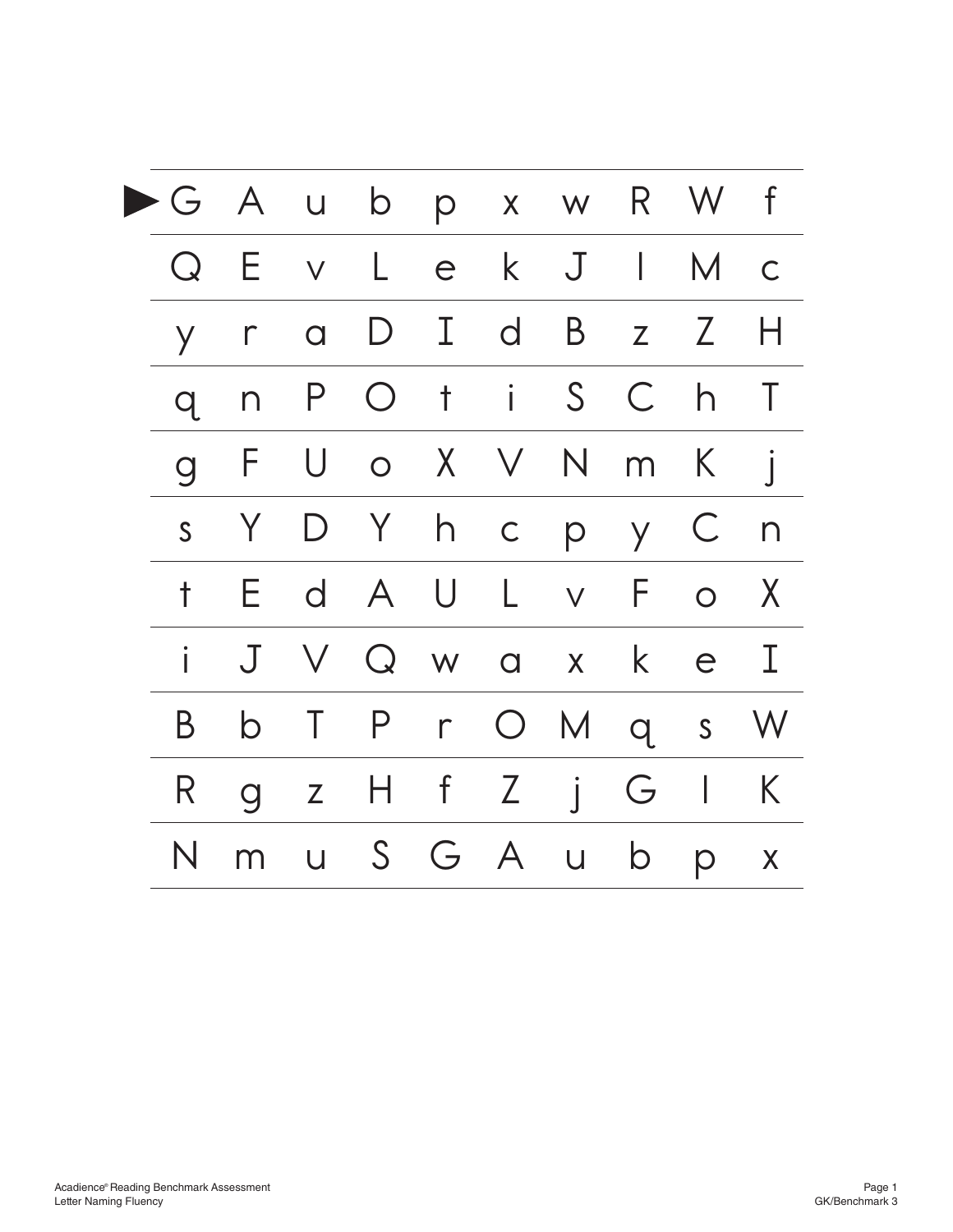| ► G | A | u | b | p | x | w | R | W | f |
|---|---|---|---|---|---|---|---|---|---|
| Q | E | v | L | e | k | J | l | M | c |
| y | r | a | D | I | d | B | z | Z | H |
| q | n | P | O | t | i | S | C | h | T |
| g | F | U | o | X | V | N | m | K | j |
| s | Y | D | Y | h | c | p | y | C | n |
| t | E | d | A | U | L | v | F | o | X |
| i | J | V | Q | w | a | x | k | e | I |
| B | b | T | P | r | O | M | q | s | W |
| R | g | z | H | f | Z | j | G | l | K |
| N | m | u | S | G | A | u | b | p | x |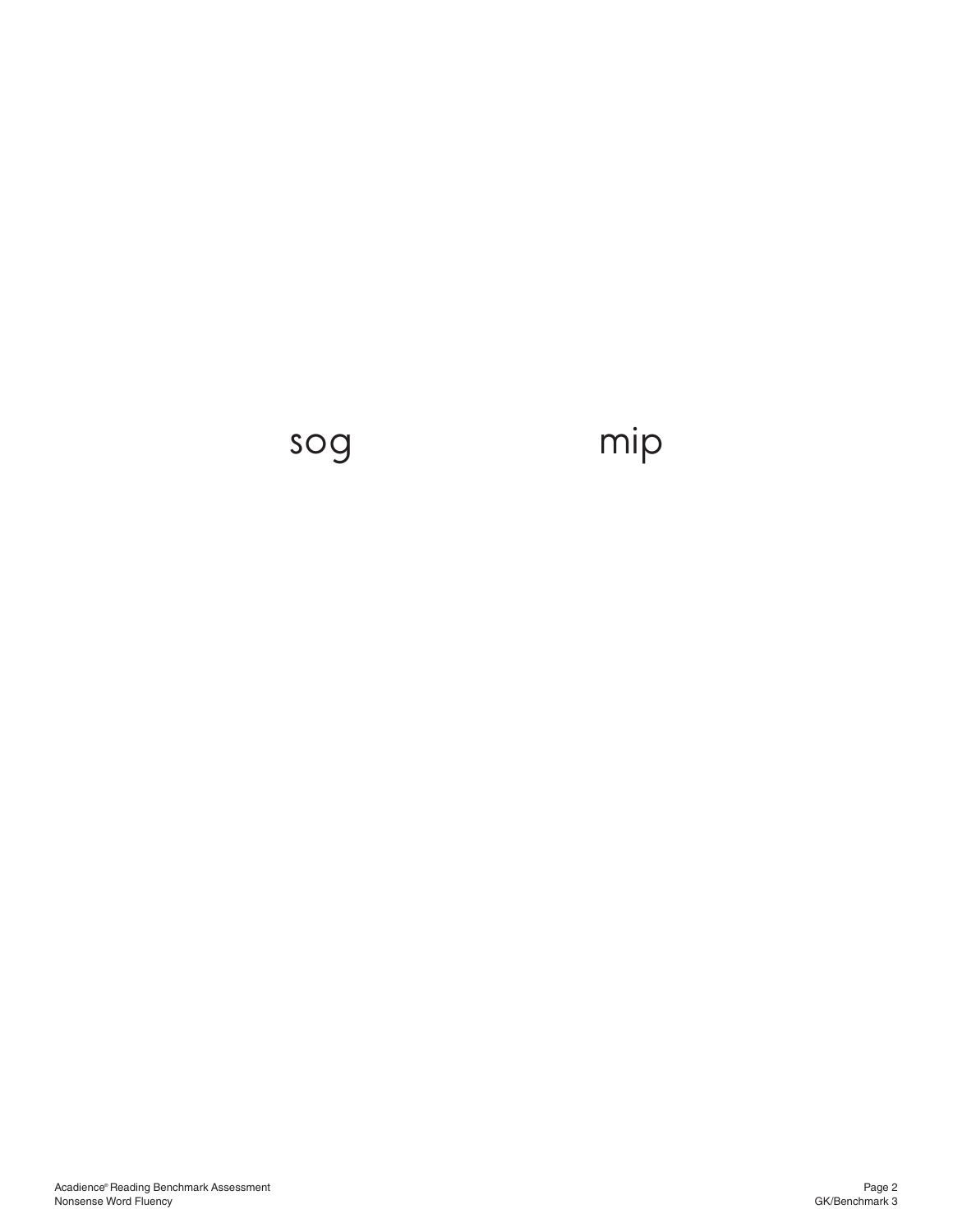sog mip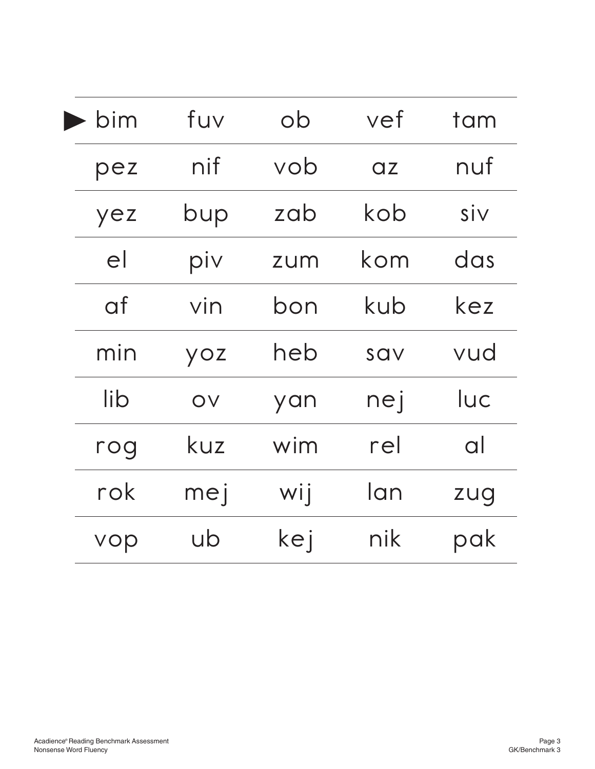| | | | | |
|---|---|---|---|---|
| ▶ bim | fuv | ob | vef | tam |
| pez | nif | vob | az | nuf |
| yez | bup | zab | kob | siv |
| el | piv | zum | kom | das |
| af | vin | bon | kub | kez |
| min | yoz | heb | sav | vud |
| lib | ov | yan | nej | luc |
| rog | kuz | wim | rel | al |
| rok | mej | wij | lan | zug |
| vop | ub | kej | nik | pak |